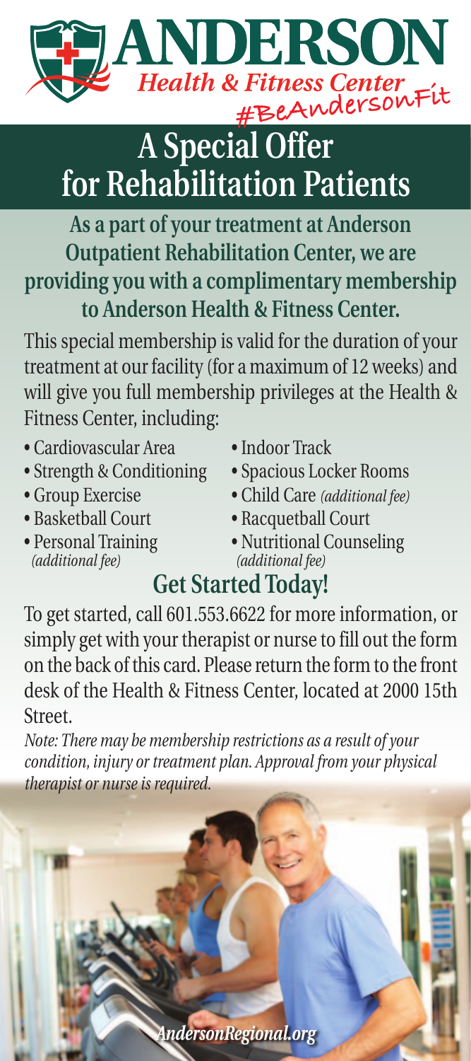# ANDERSON

*Health & Fitness Center*

#BeAndersonFit

## A Special Offer for Rehabilitation Patients

**As a part of your treatment at Anderson Outpatient Rehabilitation Center, we are providing you with a complimentary membership to Anderson Health & Fitness Center.**

This special membership is valid for the duration of your treatment at our facility (for a maximum of 12 weeks) and will give you full membership privileges at the Health & Fitness Center, including:

- Cardiovascular Area
- Strength & Conditioning
- Group Exercise
- Basketball Court
- Personal Training *(additional fee)*
- Indoor Track
- Spacious Locker Rooms
- Child Care *(additional fee)*
- Racquetball Court
- Nutritional Counseling *(additional fee)*

## Get Started Today!

To get started, call 601.553.6622 for more information, or simply get with your therapist or nurse to fill out the form on the back of this card. Please return the form to the front desk of the Health & Fitness Center, located at 2000 15th Street.

*Note: There may be membership restrictions as a result of your condition, injury or treatment plan. Approval from your physical therapist or nurse is required.*

*AndersonRegional.org*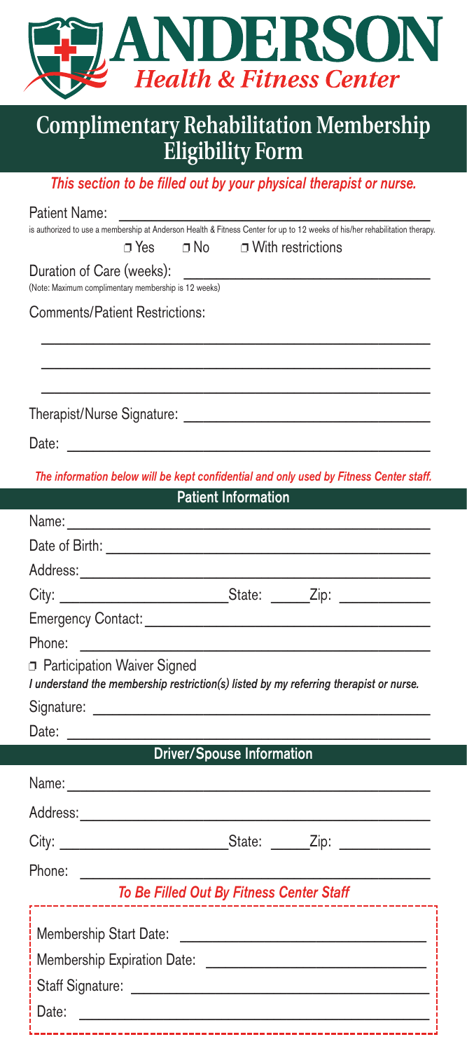# ANDERSON
## *Health & Fitness Center*

## Complimentary Rehabilitation Membership Eligibility Form

***This section to be filled out by your physical therapist or nurse.***

Patient Name: ______________________________

is authorized to use a membership at Anderson Health & Fitness Center for up to 12 weeks of his/her rehabilitation therapy.

☐ Yes ☐ No ☐ With restrictions

Duration of Care (weeks): ______________________________

(Note: Maximum complimentary membership is 12 weeks)

Comments/Patient Restrictions:

______________________________

______________________________

______________________________

Therapist/Nurse Signature: ______________________________

Date: ______________________________

***The information below will be kept confidential and only used by Fitness Center staff.***

### Patient Information

Name: ______________________________

Date of Birth: ______________________________

Address: ______________________________

City: ____________ State: ______ Zip: ____________

Emergency Contact: ______________________________

Phone: ______________________________

☐ Participation Waiver Signed

*I understand the membership restriction(s) listed by my referring therapist or nurse.*

Signature: ______________________________

Date: ______________________________

### Driver/Spouse Information

Name: ______________________________

Address: ______________________________

City: ____________ State: ______ Zip: ____________

Phone: ______________________________

***To Be Filled Out By Fitness Center Staff***

Membership Start Date: ______________________________

Membership Expiration Date: ______________________________

Staff Signature: ______________________________

Date: ______________________________